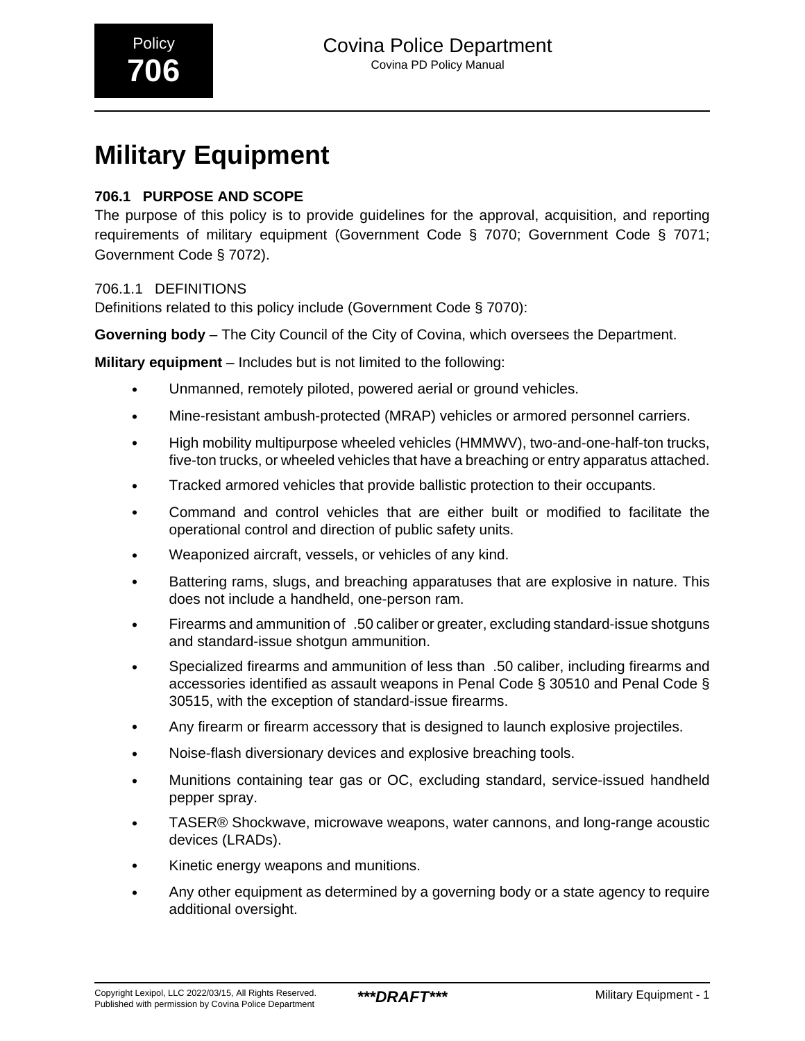Policy

706

Covina Police Department

Covina PD Policy Manual

# Military Equipment

### 706.1 PURPOSE AND SCOPE

The purpose of this policy is to provide guidelines for the approval, acquisition, and reporting requirements of military equipment (Government Code § 7070; Government Code § 7071; Government Code § 7072).

#### 706.1.1 DEFINITIONS

Definitions related to this policy include (Government Code § 7070):

**Governing body** – The City Council of the City of Covina, which oversees the Department.

**Military equipment** – Includes but is not limited to the following:

- Unmanned, remotely piloted, powered aerial or ground vehicles.
- Mine-resistant ambush-protected (MRAP) vehicles or armored personnel carriers.
- High mobility multipurpose wheeled vehicles (HMMWV), two-and-one-half-ton trucks, five-ton trucks, or wheeled vehicles that have a breaching or entry apparatus attached.
- Tracked armored vehicles that provide ballistic protection to their occupants.
- Command and control vehicles that are either built or modified to facilitate the operational control and direction of public safety units.
- Weaponized aircraft, vessels, or vehicles of any kind.
- Battering rams, slugs, and breaching apparatuses that are explosive in nature. This does not include a handheld, one-person ram.
- Firearms and ammunition of .50 caliber or greater, excluding standard-issue shotguns and standard-issue shotgun ammunition.
- Specialized firearms and ammunition of less than .50 caliber, including firearms and accessories identified as assault weapons in Penal Code § 30510 and Penal Code § 30515, with the exception of standard-issue firearms.
- Any firearm or firearm accessory that is designed to launch explosive projectiles.
- Noise-flash diversionary devices and explosive breaching tools.
- Munitions containing tear gas or OC, excluding standard, service-issued handheld pepper spray.
- TASER® Shockwave, microwave weapons, water cannons, and long-range acoustic devices (LRADs).
- Kinetic energy weapons and munitions.
- Any other equipment as determined by a governing body or a state agency to require additional oversight.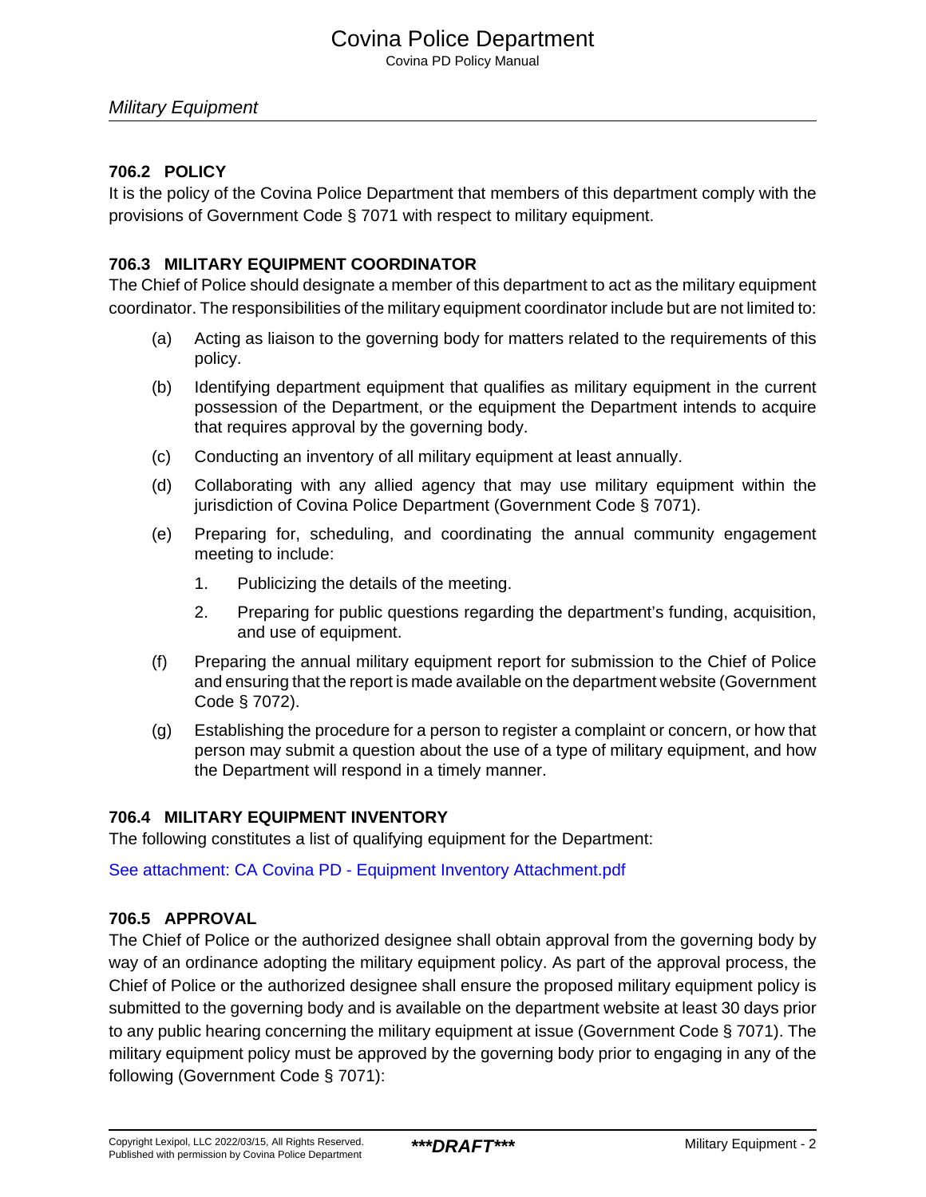## Military Equipment

### 706.2 POLICY

It is the policy of the Covina Police Department that members of this department comply with the provisions of Government Code § 7071 with respect to military equipment.

### 706.3 MILITARY EQUIPMENT COORDINATOR

The Chief of Police should designate a member of this department to act as the military equipment coordinator. The responsibilities of the military equipment coordinator include but are not limited to:

(a) Acting as liaison to the governing body for matters related to the requirements of this policy.

(b) Identifying department equipment that qualifies as military equipment in the current possession of the Department, or the equipment the Department intends to acquire that requires approval by the governing body.

(c) Conducting an inventory of all military equipment at least annually.

(d) Collaborating with any allied agency that may use military equipment within the jurisdiction of Covina Police Department (Government Code § 7071).

(e) Preparing for, scheduling, and coordinating the annual community engagement meeting to include:

1. Publicizing the details of the meeting.
2. Preparing for public questions regarding the department's funding, acquisition, and use of equipment.

(f) Preparing the annual military equipment report for submission to the Chief of Police and ensuring that the report is made available on the department website (Government Code § 7072).

(g) Establishing the procedure for a person to register a complaint or concern, or how that person may submit a question about the use of a type of military equipment, and how the Department will respond in a timely manner.

### 706.4 MILITARY EQUIPMENT INVENTORY

The following constitutes a list of qualifying equipment for the Department:

See attachment: CA Covina PD - Equipment Inventory Attachment.pdf

### 706.5 APPROVAL

The Chief of Police or the authorized designee shall obtain approval from the governing body by way of an ordinance adopting the military equipment policy. As part of the approval process, the Chief of Police or the authorized designee shall ensure the proposed military equipment policy is submitted to the governing body and is available on the department website at least 30 days prior to any public hearing concerning the military equipment at issue (Government Code § 7071). The military equipment policy must be approved by the governing body prior to engaging in any of the following (Government Code § 7071):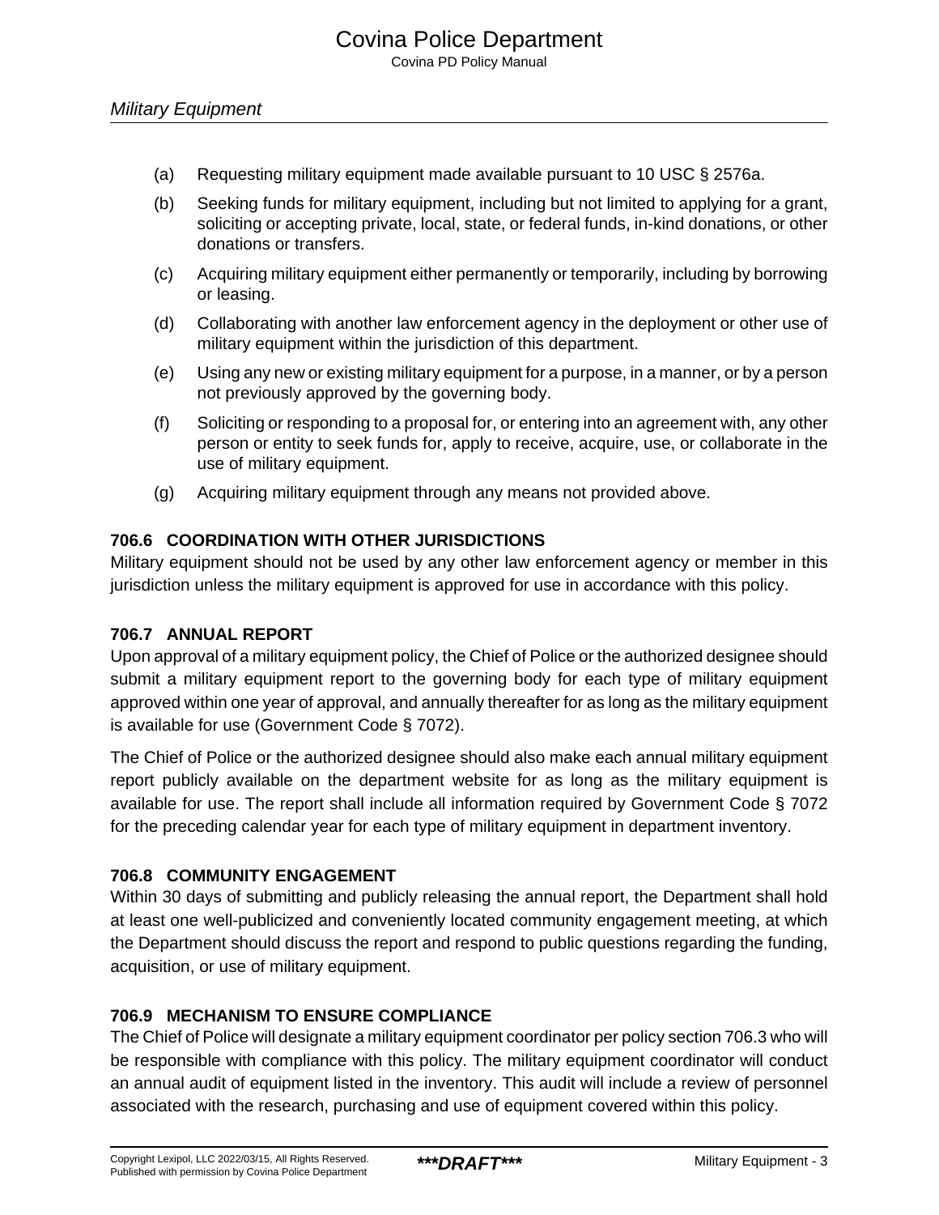(a) Requesting military equipment made available pursuant to 10 USC § 2576a.

(b) Seeking funds for military equipment, including but not limited to applying for a grant, soliciting or accepting private, local, state, or federal funds, in-kind donations, or other donations or transfers.

(c) Acquiring military equipment either permanently or temporarily, including by borrowing or leasing.

(d) Collaborating with another law enforcement agency in the deployment or other use of military equipment within the jurisdiction of this department.

(e) Using any new or existing military equipment for a purpose, in a manner, or by a person not previously approved by the governing body.

(f) Soliciting or responding to a proposal for, or entering into an agreement with, any other person or entity to seek funds for, apply to receive, acquire, use, or collaborate in the use of military equipment.

(g) Acquiring military equipment through any means not provided above.

### 706.6 COORDINATION WITH OTHER JURISDICTIONS

Military equipment should not be used by any other law enforcement agency or member in this jurisdiction unless the military equipment is approved for use in accordance with this policy.

### 706.7 ANNUAL REPORT

Upon approval of a military equipment policy, the Chief of Police or the authorized designee should submit a military equipment report to the governing body for each type of military equipment approved within one year of approval, and annually thereafter for as long as the military equipment is available for use (Government Code § 7072).

The Chief of Police or the authorized designee should also make each annual military equipment report publicly available on the department website for as long as the military equipment is available for use. The report shall include all information required by Government Code § 7072 for the preceding calendar year for each type of military equipment in department inventory.

### 706.8 COMMUNITY ENGAGEMENT

Within 30 days of submitting and publicly releasing the annual report, the Department shall hold at least one well-publicized and conveniently located community engagement meeting, at which the Department should discuss the report and respond to public questions regarding the funding, acquisition, or use of military equipment.

### 706.9 MECHANISM TO ENSURE COMPLIANCE

The Chief of Police will designate a military equipment coordinator per policy section 706.3 who will be responsible with compliance with this policy. The military equipment coordinator will conduct an annual audit of equipment listed in the inventory. This audit will include a review of personnel associated with the research, purchasing and use of equipment covered within this policy.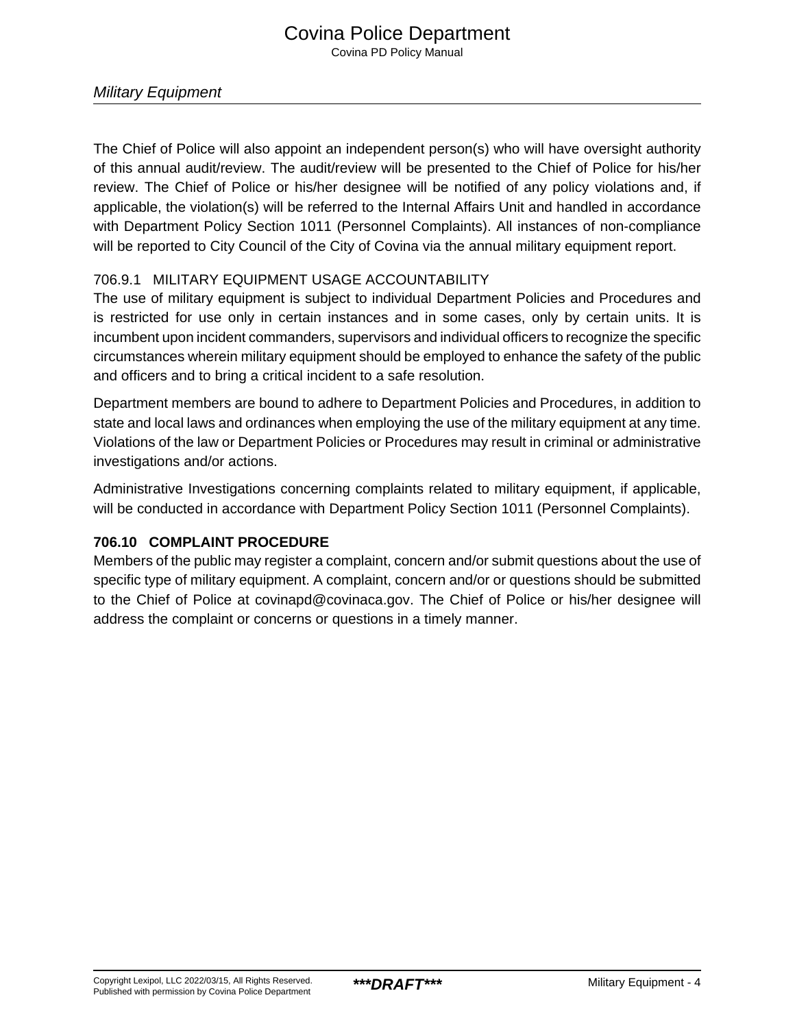The Chief of Police will also appoint an independent person(s) who will have oversight authority of this annual audit/review. The audit/review will be presented to the Chief of Police for his/her review. The Chief of Police or his/her designee will be notified of any policy violations and, if applicable, the violation(s) will be referred to the Internal Affairs Unit and handled in accordance with Department Policy Section 1011 (Personnel Complaints). All instances of non-compliance will be reported to City Council of the City of Covina via the annual military equipment report.

### 706.9.1 MILITARY EQUIPMENT USAGE ACCOUNTABILITY

The use of military equipment is subject to individual Department Policies and Procedures and is restricted for use only in certain instances and in some cases, only by certain units. It is incumbent upon incident commanders, supervisors and individual officers to recognize the specific circumstances wherein military equipment should be employed to enhance the safety of the public and officers and to bring a critical incident to a safe resolution.

Department members are bound to adhere to Department Policies and Procedures, in addition to state and local laws and ordinances when employing the use of the military equipment at any time. Violations of the law or Department Policies or Procedures may result in criminal or administrative investigations and/or actions.

Administrative Investigations concerning complaints related to military equipment, if applicable, will be conducted in accordance with Department Policy Section 1011 (Personnel Complaints).

## 706.10 COMPLAINT PROCEDURE

Members of the public may register a complaint, concern and/or submit questions about the use of specific type of military equipment. A complaint, concern and/or or questions should be submitted to the Chief of Police at covinapd@covinaca.gov. The Chief of Police or his/her designee will address the complaint or concerns or questions in a timely manner.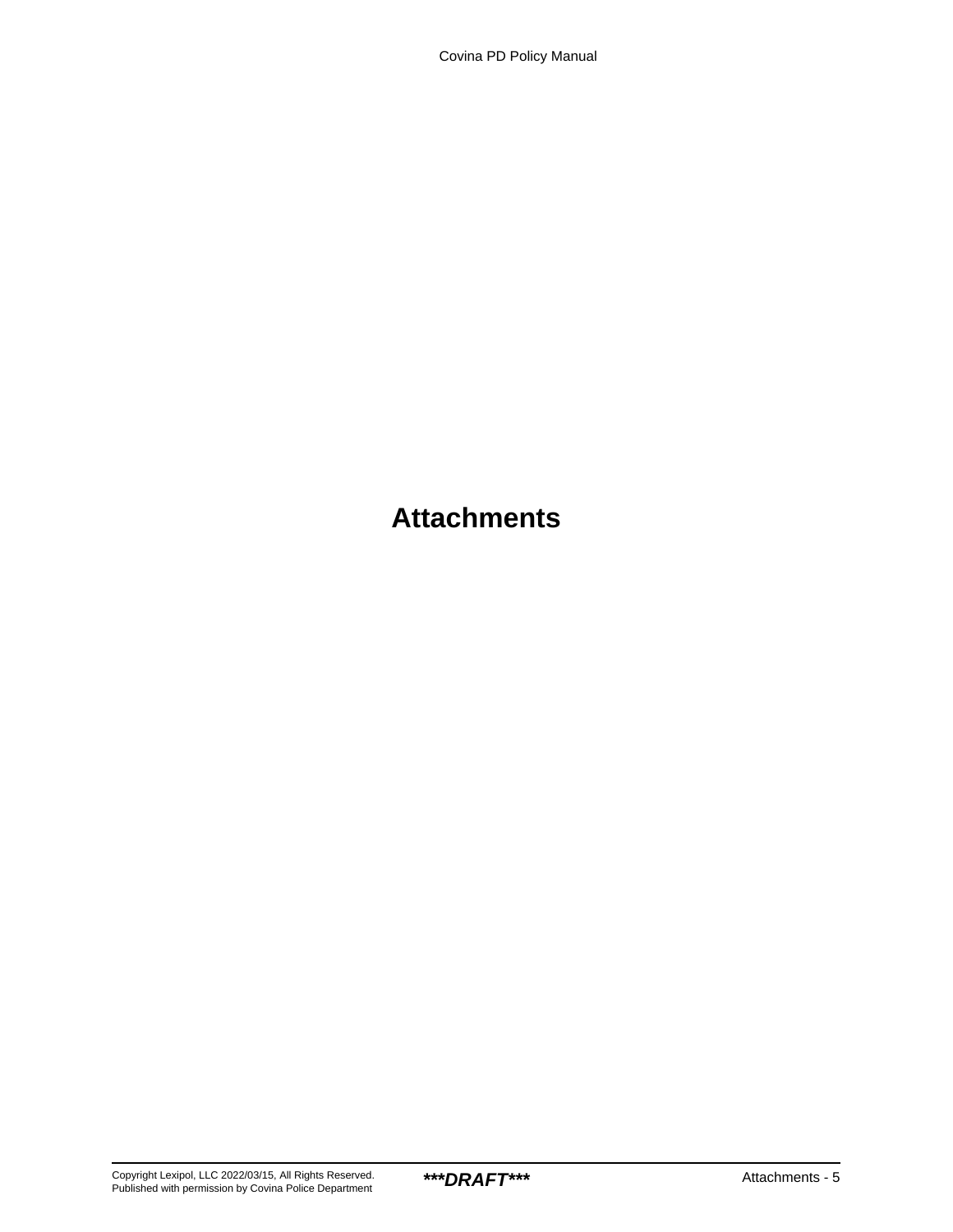# Attachments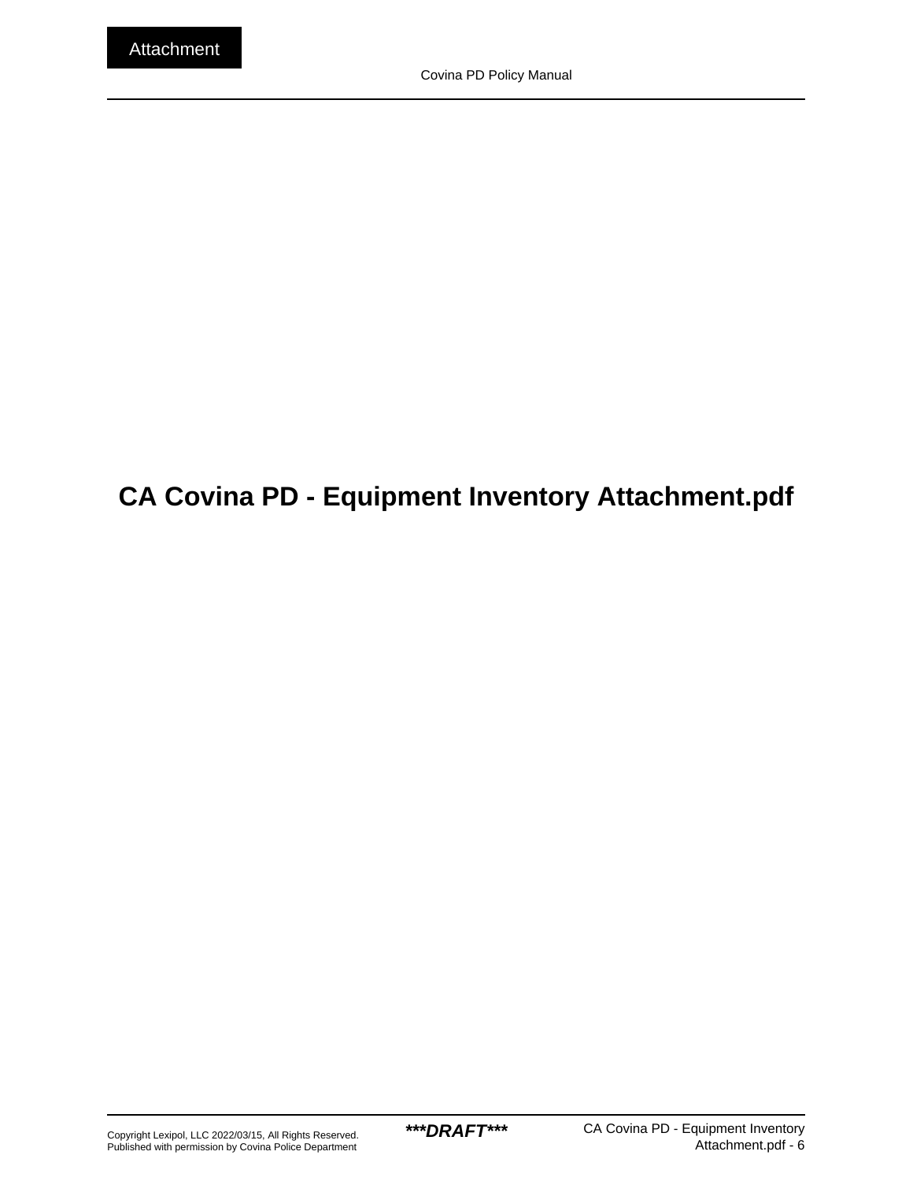# CA Covina PD - Equipment Inventory Attachment.pdf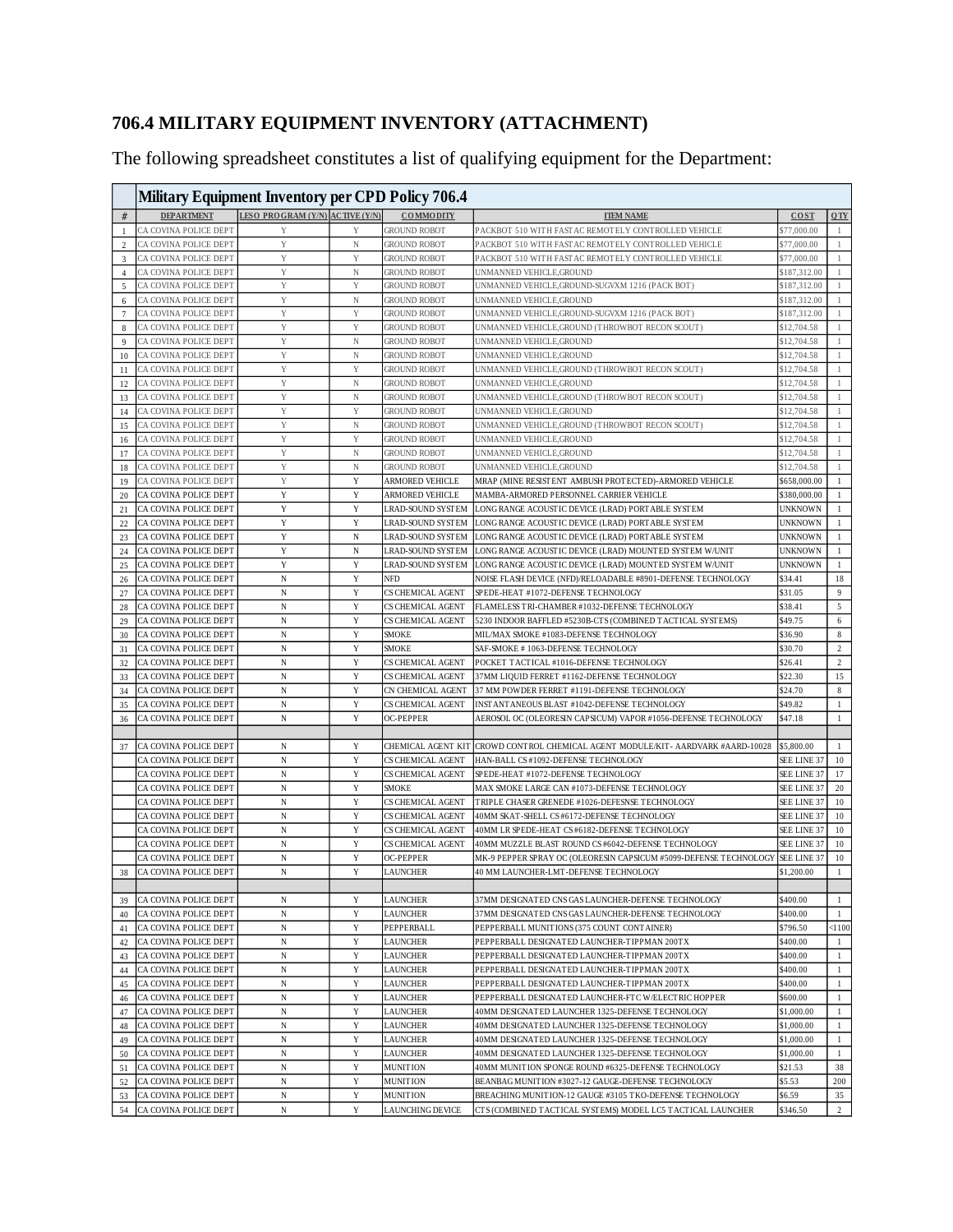## 706.4 MILITARY EQUIPMENT INVENTORY (ATTACHMENT)

The following spreadsheet constitutes a list of qualifying equipment for the Department:

| | Military Equipment Inventory per CPD Policy 706.4 | | | | | | |
|---|---|---|---|---|---|---|---|
| # | DEPARTMENT | LESO PROGRAM (Y/N) | ACTIVE (Y/N) | COMMODITY | ITEM NAME | COST | QTY |
| 1 | CA COVINA POLICE DEPT | Y | Y | GROUND ROBOT | PACKBOT 510 WITH FASTAC REMOTELY CONTROLLED VEHICLE | $77,000.00 | 1 |
| 2 | CA COVINA POLICE DEPT | Y | N | GROUND ROBOT | PACKBOT 510 WITH FASTAC REMOTELY CONTROLLED VEHICLE | $77,000.00 | 1 |
| 3 | CA COVINA POLICE DEPT | Y | Y | GROUND ROBOT | PACKBOT 510 WITH FASTAC REMOTELY CONTROLLED VEHICLE | $77,000.00 | 1 |
| 4 | CA COVINA POLICE DEPT | Y | N | GROUND ROBOT | UNMANNED VEHICLE,GROUND | $187,312.00 | 1 |
| 5 | CA COVINA POLICE DEPT | Y | Y | GROUND ROBOT | UNMANNED VEHICLE,GROUND-SUGVXM 1216 (PACK BOT) | $187,312.00 | 1 |
| 6 | CA COVINA POLICE DEPT | Y | N | GROUND ROBOT | UNMANNED VEHICLE,GROUND | $187,312.00 | 1 |
| 7 | CA COVINA POLICE DEPT | Y | Y | GROUND ROBOT | UNMANNED VEHICLE,GROUND-SUGVXM 1216 (PACK BOT) | $187,312.00 | 1 |
| 8 | CA COVINA POLICE DEPT | Y | Y | GROUND ROBOT | UNMANNED VEHICLE,GROUND (THROWBOT RECON SCOUT) | $12,704.58 | 1 |
| 9 | CA COVINA POLICE DEPT | Y | N | GROUND ROBOT | UNMANNED VEHICLE,GROUND | $12,704.58 | 1 |
| 10 | CA COVINA POLICE DEPT | Y | N | GROUND ROBOT | UNMANNED VEHICLE,GROUND | $12,704.58 | 1 |
| 11 | CA COVINA POLICE DEPT | Y | Y | GROUND ROBOT | UNMANNED VEHICLE,GROUND (THROWBOT RECON SCOUT) | $12,704.58 | 1 |
| 12 | CA COVINA POLICE DEPT | Y | N | GROUND ROBOT | UNMANNED VEHICLE,GROUND | $12,704.58 | 1 |
| 13 | CA COVINA POLICE DEPT | Y | N | GROUND ROBOT | UNMANNED VEHICLE,GROUND (THROWBOT RECON SCOUT) | $12,704.58 | 1 |
| 14 | CA COVINA POLICE DEPT | Y | Y | GROUND ROBOT | UNMANNED VEHICLE,GROUND | $12,704.58 | 1 |
| 15 | CA COVINA POLICE DEPT | Y | N | GROUND ROBOT | UNMANNED VEHICLE,GROUND (THROWBOT RECON SCOUT) | $12,704.58 | 1 |
| 16 | CA COVINA POLICE DEPT | Y | Y | GROUND ROBOT | UNMANNED VEHICLE,GROUND | $12,704.58 | 1 |
| 17 | CA COVINA POLICE DEPT | Y | N | GROUND ROBOT | UNMANNED VEHICLE,GROUND | $12,704.58 | 1 |
| 18 | CA COVINA POLICE DEPT | Y | N | GROUND ROBOT | UNMANNED VEHICLE,GROUND | $12,704.58 | 1 |
| 19 | CA COVINA POLICE DEPT | Y | Y | ARMORED VEHICLE | MRAP (MINE RESISTENT AMBUSH PROTECTED)-ARMORED VEHICLE | $658,000.00 | 1 |
| 20 | CA COVINA POLICE DEPT | Y | Y | ARMORED VEHICLE | MAMBA-ARMORED PERSONNEL CARRIER VEHICLE | $380,000.00 | 1 |
| 21 | CA COVINA POLICE DEPT | Y | Y | LRAD-SOUND SYSTEM | LONG RANGE ACOUSTIC DEVICE (LRAD) PORTABLE SYSTEM | UNKNOWN | 1 |
| 22 | CA COVINA POLICE DEPT | Y | Y | LRAD-SOUND SYSTEM | LONG RANGE ACOUSTIC DEVICE (LRAD) PORTABLE SYSTEM | UNKNOWN | 1 |
| 23 | CA COVINA POLICE DEPT | Y | N | LRAD-SOUND SYSTEM | LONG RANGE ACOUSTIC DEVICE (LRAD) PORTABLE SYSTEM | UNKNOWN | 1 |
| 24 | CA COVINA POLICE DEPT | Y | N | LRAD-SOUND SYSTEM | LONG RANGE ACOUSTIC DEVICE (LRAD) MOUNTED SYSTEM W/UNIT | UNKNOWN | 1 |
| 25 | CA COVINA POLICE DEPT | Y | Y | LRAD-SOUND SYSTEM | LONG RANGE ACOUSTIC DEVICE (LRAD) MOUNTED SYSTEM W/UNIT | UNKNOWN | 1 |
| 26 | CA COVINA POLICE DEPT | N | Y | NFD | NOISE FLASH DEVICE (NFD)/RELOADABLE #8901-DEFENSE TECHNOLOGY | $34.41 | 18 |
| 27 | CA COVINA POLICE DEPT | N | Y | CS CHEMICAL AGENT | SPEDE-HEAT #1072-DEFENSE TECHNOLOGY | $31.05 | 9 |
| 28 | CA COVINA POLICE DEPT | N | Y | CS CHEMICAL AGENT | FLAMELESS TRI-CHAMBER #1032-DEFENSE TECHNOLOGY | $38.41 | 5 |
| 29 | CA COVINA POLICE DEPT | N | Y | CS CHEMICAL AGENT | 5230 INDOOR BAFFLED #5230B-CTS (COMBINED TACTICAL SYSTEMS) | $49.75 | 6 |
| 30 | CA COVINA POLICE DEPT | N | Y | SMOKE | MIL/MAX SMOKE #1083-DEFENSE TECHNOLOGY | $36.90 | 8 |
| 31 | CA COVINA POLICE DEPT | N | Y | SMOKE | SAF-SMOKE # 1063-DEFENSE TECHNOLOGY | $30.70 | 2 |
| 32 | CA COVINA POLICE DEPT | N | Y | CS CHEMICAL AGENT | POCKET TACTICAL #1016-DEFENSE TECHNOLOGY | $26.41 | 2 |
| 33 | CA COVINA POLICE DEPT | N | Y | CS CHEMICAL AGENT | 37MM LIQUID FERRET #1162-DEFENSE TECHNOLOGY | $22.30 | 15 |
| 34 | CA COVINA POLICE DEPT | N | Y | CN CHEMICAL AGENT | 37 MM POWDER FERRET #1191-DEFENSE TECHNOLOGY | $24.70 | 8 |
| 35 | CA COVINA POLICE DEPT | N | Y | CS CHEMICAL AGENT | INSTANTANEOUS BLAST #1042-DEFENSE TECHNOLOGY | $49.82 | 1 |
| 36 | CA COVINA POLICE DEPT | N | Y | OC-PEPPER | AEROSOL OC (OLEORESIN CAPSICUM) VAPOR #1056-DEFENSE TECHNOLOGY | $47.18 | 1 |
| | | | | | | | |
| 37 | CA COVINA POLICE DEPT | N | Y | CHEMICAL AGENT KIT | CROWD CONTROL CHEMICAL AGENT MODULE/KIT- AARDVARK #AARD-10028 | $5,800.00 | 1 |
| | CA COVINA POLICE DEPT | N | Y | CS CHEMICAL AGENT | HAN-BALL CS #1092-DEFENSE TECHNOLOGY | SEE LINE 37 | 10 |
| | CA COVINA POLICE DEPT | N | Y | CS CHEMICAL AGENT | SPEDE-HEAT #1072-DEFENSE TECHNOLOGY | SEE LINE 37 | 17 |
| | CA COVINA POLICE DEPT | N | Y | SMOKE | MAX SMOKE LARGE CAN #1073-DEFENSE TECHNOLOGY | SEE LINE 37 | 20 |
| | CA COVINA POLICE DEPT | N | Y | CS CHEMICAL AGENT | TRIPLE CHASER GRENEDE #1026-DEFESNSE TECHNOLOGY | SEE LINE 37 | 10 |
| | CA COVINA POLICE DEPT | N | Y | CS CHEMICAL AGENT | 40MM SKAT-SHELL CS #6172-DEFENSE TECHNOLOGY | SEE LINE 37 | 10 |
| | CA COVINA POLICE DEPT | N | Y | CS CHEMICAL AGENT | 40MM LR SPEDE-HEAT CS #6182-DEFENSE TECHNOLOGY | SEE LINE 37 | 10 |
| | CA COVINA POLICE DEPT | N | Y | CS CHEMICAL AGENT | 40MM MUZZLE BLAST ROUND CS #6042-DEFENSE TECHNOLOGY | SEE LINE 37 | 10 |
| | CA COVINA POLICE DEPT | N | Y | OC-PEPPER | MK-9 PEPPER SPRAY OC (OLEORESIN CAPSICUM #5099-DEFENSE TECHNOLOGY | SEE LINE 37 | 10 |
| 38 | CA COVINA POLICE DEPT | N | Y | LAUNCHER | 40 MM LAUNCHER-LMT-DEFENSE TECHNOLOGY | $1,200.00 | 1 |
| | | | | | | | |
| 39 | CA COVINA POLICE DEPT | N | Y | LAUNCHER | 37MM DESIGNATED CNS GAS LAUNCHER-DEFENSE TECHNOLOGY | $400.00 | 1 |
| 40 | CA COVINA POLICE DEPT | N | Y | LAUNCHER | 37MM DESIGNATED CNS GAS LAUNCHER-DEFENSE TECHNOLOGY | $400.00 | 1 |
| 41 | CA COVINA POLICE DEPT | N | Y | PEPPERBALL | PEPPERBALL MUNITIONS (375 COUNT CONTAINER) | $796.50 | <1100 |
| 42 | CA COVINA POLICE DEPT | N | Y | LAUNCHER | PEPPERBALL DESIGNATED LAUNCHER-TIPPMAN 200TX | $400.00 | 1 |
| 43 | CA COVINA POLICE DEPT | N | Y | LAUNCHER | PEPPERBALL DESIGNATED LAUNCHER-TIPPMAN 200TX | $400.00 | 1 |
| 44 | CA COVINA POLICE DEPT | N | Y | LAUNCHER | PEPPERBALL DESIGNATED LAUNCHER-TIPPMAN 200TX | $400.00 | 1 |
| 45 | CA COVINA POLICE DEPT | N | Y | LAUNCHER | PEPPERBALL DESIGNATED LAUNCHER-TIPPMAN 200TX | $400.00 | 1 |
| 46 | CA COVINA POLICE DEPT | N | Y | LAUNCHER | PEPPERBALL DESIGNATED LAUNCHER-FTC W/ELECTRIC HOPPER | $600.00 | 1 |
| 47 | CA COVINA POLICE DEPT | N | Y | LAUNCHER | 40MM DESIGNATED LAUNCHER 1325-DEFENSE TECHNOLOGY | $1,000.00 | 1 |
| 48 | CA COVINA POLICE DEPT | N | Y | LAUNCHER | 40MM DESIGNATED LAUNCHER 1325-DEFENSE TECHNOLOGY | $1,000.00 | 1 |
| 49 | CA COVINA POLICE DEPT | N | Y | LAUNCHER | 40MM DESIGNATED LAUNCHER 1325-DEFENSE TECHNOLOGY | $1,000.00 | 1 |
| 50 | CA COVINA POLICE DEPT | N | Y | LAUNCHER | 40MM DESIGNATED LAUNCHER 1325-DEFENSE TECHNOLOGY | $1,000.00 | 1 |
| 51 | CA COVINA POLICE DEPT | N | Y | MUNITION | 40MM MUNITION SPONGE ROUND #6325-DEFENSE TECHNOLOGY | $21.53 | 38 |
| 52 | CA COVINA POLICE DEPT | N | Y | MUNITION | BEANBAG MUNITION #3027-12 GAUGE-DEFENSE TECHNOLOGY | $5.53 | 200 |
| 53 | CA COVINA POLICE DEPT | N | Y | MUNITION | BREACHING MUNITION-12 GAUGE #3105 TKO-DEFENSE TECHNOLOGY | $6.59 | 35 |
| 54 | CA COVINA POLICE DEPT | N | Y | LAUNCHING DEVICE | CTS (COMBINED TACTICAL SYSTEMS) MODEL LC5 TACTICAL LAUNCHER | $346.50 | 2 |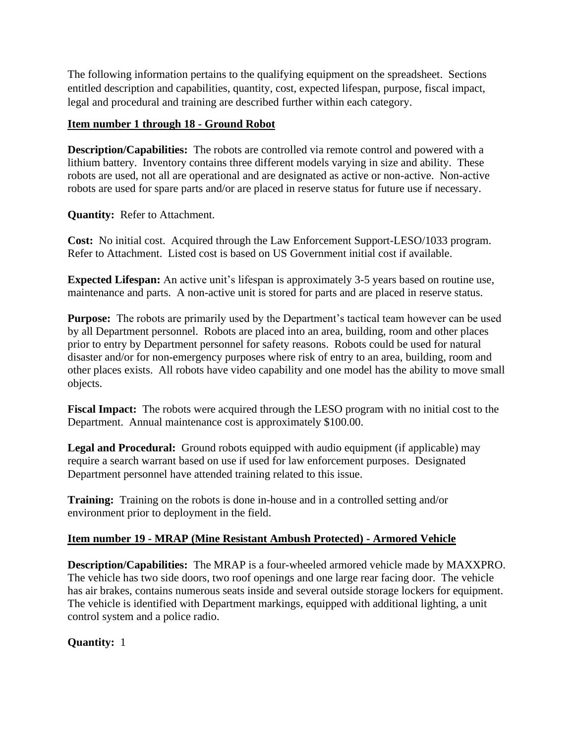The following information pertains to the qualifying equipment on the spreadsheet. Sections entitled description and capabilities, quantity, cost, expected lifespan, purpose, fiscal impact, legal and procedural and training are described further within each category.

## Item number 1 through 18 - Ground Robot

**Description/Capabilities:** The robots are controlled via remote control and powered with a lithium battery. Inventory contains three different models varying in size and ability. These robots are used, not all are operational and are designated as active or non-active. Non-active robots are used for spare parts and/or are placed in reserve status for future use if necessary.

**Quantity:** Refer to Attachment.

**Cost:** No initial cost. Acquired through the Law Enforcement Support-LESO/1033 program. Refer to Attachment. Listed cost is based on US Government initial cost if available.

**Expected Lifespan:** An active unit's lifespan is approximately 3-5 years based on routine use, maintenance and parts. A non-active unit is stored for parts and are placed in reserve status.

**Purpose:** The robots are primarily used by the Department's tactical team however can be used by all Department personnel. Robots are placed into an area, building, room and other places prior to entry by Department personnel for safety reasons. Robots could be used for natural disaster and/or for non-emergency purposes where risk of entry to an area, building, room and other places exists. All robots have video capability and one model has the ability to move small objects.

**Fiscal Impact:** The robots were acquired through the LESO program with no initial cost to the Department. Annual maintenance cost is approximately $100.00.

**Legal and Procedural:** Ground robots equipped with audio equipment (if applicable) may require a search warrant based on use if used for law enforcement purposes. Designated Department personnel have attended training related to this issue.

**Training:** Training on the robots is done in-house and in a controlled setting and/or environment prior to deployment in the field.

## Item number 19 - MRAP (Mine Resistant Ambush Protected) - Armored Vehicle

**Description/Capabilities:** The MRAP is a four-wheeled armored vehicle made by MAXXPRO. The vehicle has two side doors, two roof openings and one large rear facing door. The vehicle has air brakes, contains numerous seats inside and several outside storage lockers for equipment. The vehicle is identified with Department markings, equipped with additional lighting, a unit control system and a police radio.

**Quantity:** 1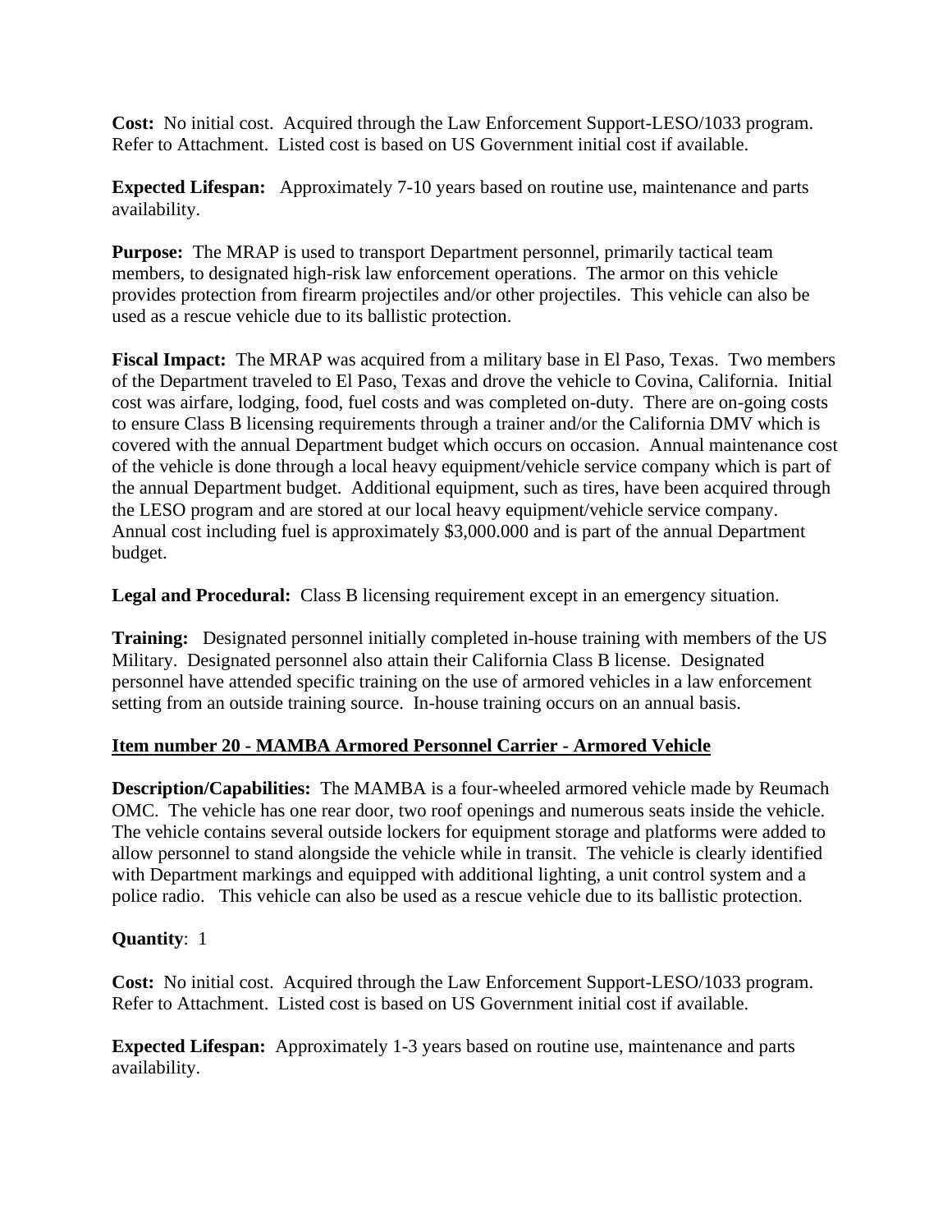**Cost:** No initial cost. Acquired through the Law Enforcement Support-LESO/1033 program. Refer to Attachment. Listed cost is based on US Government initial cost if available.

**Expected Lifespan:** Approximately 7-10 years based on routine use, maintenance and parts availability.

**Purpose:** The MRAP is used to transport Department personnel, primarily tactical team members, to designated high-risk law enforcement operations. The armor on this vehicle provides protection from firearm projectiles and/or other projectiles. This vehicle can also be used as a rescue vehicle due to its ballistic protection.

**Fiscal Impact:** The MRAP was acquired from a military base in El Paso, Texas. Two members of the Department traveled to El Paso, Texas and drove the vehicle to Covina, California. Initial cost was airfare, lodging, food, fuel costs and was completed on-duty. There are on-going costs to ensure Class B licensing requirements through a trainer and/or the California DMV which is covered with the annual Department budget which occurs on occasion. Annual maintenance cost of the vehicle is done through a local heavy equipment/vehicle service company which is part of the annual Department budget. Additional equipment, such as tires, have been acquired through the LESO program and are stored at our local heavy equipment/vehicle service company. Annual cost including fuel is approximately $3,000.000 and is part of the annual Department budget.

**Legal and Procedural:** Class B licensing requirement except in an emergency situation.

**Training:** Designated personnel initially completed in-house training with members of the US Military. Designated personnel also attain their California Class B license. Designated personnel have attended specific training on the use of armored vehicles in a law enforcement setting from an outside training source. In-house training occurs on an annual basis.

**Item number 20 - MAMBA Armored Personnel Carrier - Armored Vehicle**

**Description/Capabilities:** The MAMBA is a four-wheeled armored vehicle made by Reumach OMC. The vehicle has one rear door, two roof openings and numerous seats inside the vehicle. The vehicle contains several outside lockers for equipment storage and platforms were added to allow personnel to stand alongside the vehicle while in transit. The vehicle is clearly identified with Department markings and equipped with additional lighting, a unit control system and a police radio. This vehicle can also be used as a rescue vehicle due to its ballistic protection.

**Quantity**: 1

**Cost:** No initial cost. Acquired through the Law Enforcement Support-LESO/1033 program. Refer to Attachment. Listed cost is based on US Government initial cost if available.

**Expected Lifespan:** Approximately 1-3 years based on routine use, maintenance and parts availability.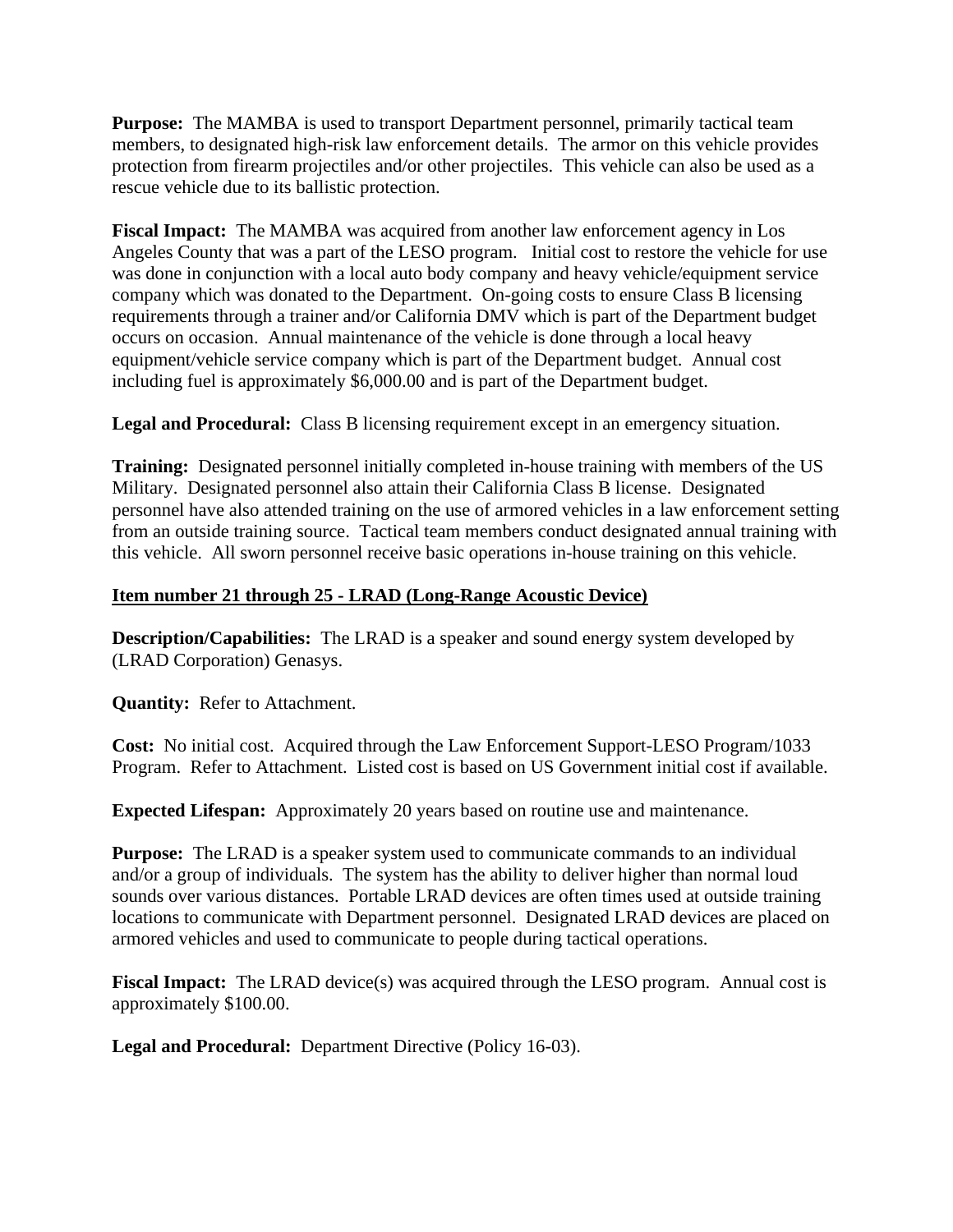**Purpose:** The MAMBA is used to transport Department personnel, primarily tactical team members, to designated high-risk law enforcement details. The armor on this vehicle provides protection from firearm projectiles and/or other projectiles. This vehicle can also be used as a rescue vehicle due to its ballistic protection.

**Fiscal Impact:** The MAMBA was acquired from another law enforcement agency in Los Angeles County that was a part of the LESO program. Initial cost to restore the vehicle for use was done in conjunction with a local auto body company and heavy vehicle/equipment service company which was donated to the Department. On-going costs to ensure Class B licensing requirements through a trainer and/or California DMV which is part of the Department budget occurs on occasion. Annual maintenance of the vehicle is done through a local heavy equipment/vehicle service company which is part of the Department budget. Annual cost including fuel is approximately $6,000.00 and is part of the Department budget.

**Legal and Procedural:** Class B licensing requirement except in an emergency situation.

**Training:** Designated personnel initially completed in-house training with members of the US Military. Designated personnel also attain their California Class B license. Designated personnel have also attended training on the use of armored vehicles in a law enforcement setting from an outside training source. Tactical team members conduct designated annual training with this vehicle. All sworn personnel receive basic operations in-house training on this vehicle.

**Item number 21 through 25 - LRAD (Long-Range Acoustic Device)**

**Description/Capabilities:** The LRAD is a speaker and sound energy system developed by (LRAD Corporation) Genasys.

**Quantity:** Refer to Attachment.

**Cost:** No initial cost. Acquired through the Law Enforcement Support-LESO Program/1033 Program. Refer to Attachment. Listed cost is based on US Government initial cost if available.

**Expected Lifespan:** Approximately 20 years based on routine use and maintenance.

**Purpose:** The LRAD is a speaker system used to communicate commands to an individual and/or a group of individuals. The system has the ability to deliver higher than normal loud sounds over various distances. Portable LRAD devices are often times used at outside training locations to communicate with Department personnel. Designated LRAD devices are placed on armored vehicles and used to communicate to people during tactical operations.

**Fiscal Impact:** The LRAD device(s) was acquired through the LESO program. Annual cost is approximately $100.00.

**Legal and Procedural:** Department Directive (Policy 16-03).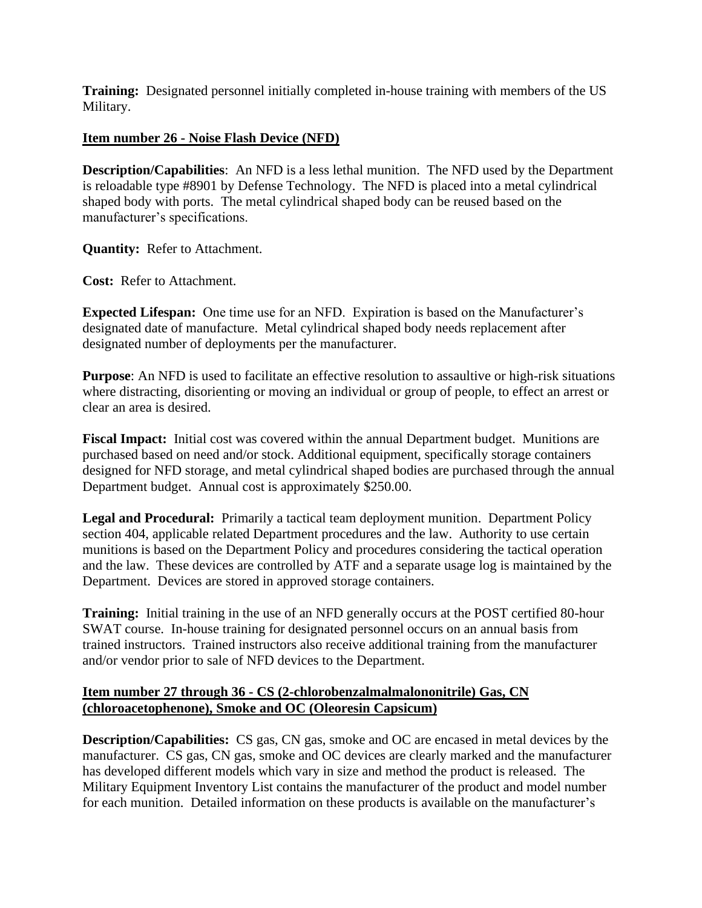**Training:** Designated personnel initially completed in-house training with members of the US Military.

**Item number 26 - Noise Flash Device (NFD)**

**Description/Capabilities**: An NFD is a less lethal munition. The NFD used by the Department is reloadable type #8901 by Defense Technology. The NFD is placed into a metal cylindrical shaped body with ports. The metal cylindrical shaped body can be reused based on the manufacturer's specifications.

**Quantity:** Refer to Attachment.

**Cost:** Refer to Attachment.

**Expected Lifespan:** One time use for an NFD. Expiration is based on the Manufacturer's designated date of manufacture. Metal cylindrical shaped body needs replacement after designated number of deployments per the manufacturer.

**Purpose**: An NFD is used to facilitate an effective resolution to assaultive or high-risk situations where distracting, disorienting or moving an individual or group of people, to effect an arrest or clear an area is desired.

**Fiscal Impact:** Initial cost was covered within the annual Department budget. Munitions are purchased based on need and/or stock. Additional equipment, specifically storage containers designed for NFD storage, and metal cylindrical shaped bodies are purchased through the annual Department budget. Annual cost is approximately $250.00.

**Legal and Procedural:** Primarily a tactical team deployment munition. Department Policy section 404, applicable related Department procedures and the law. Authority to use certain munitions is based on the Department Policy and procedures considering the tactical operation and the law. These devices are controlled by ATF and a separate usage log is maintained by the Department. Devices are stored in approved storage containers.

**Training:** Initial training in the use of an NFD generally occurs at the POST certified 80-hour SWAT course. In-house training for designated personnel occurs on an annual basis from trained instructors. Trained instructors also receive additional training from the manufacturer and/or vendor prior to sale of NFD devices to the Department.

**Item number 27 through 36 - CS (2-chlorobenzalmalmalononitrile) Gas, CN (chloroacetophenone), Smoke and OC (Oleoresin Capsicum)**

**Description/Capabilities:** CS gas, CN gas, smoke and OC are encased in metal devices by the manufacturer. CS gas, CN gas, smoke and OC devices are clearly marked and the manufacturer has developed different models which vary in size and method the product is released. The Military Equipment Inventory List contains the manufacturer of the product and model number for each munition. Detailed information on these products is available on the manufacturer's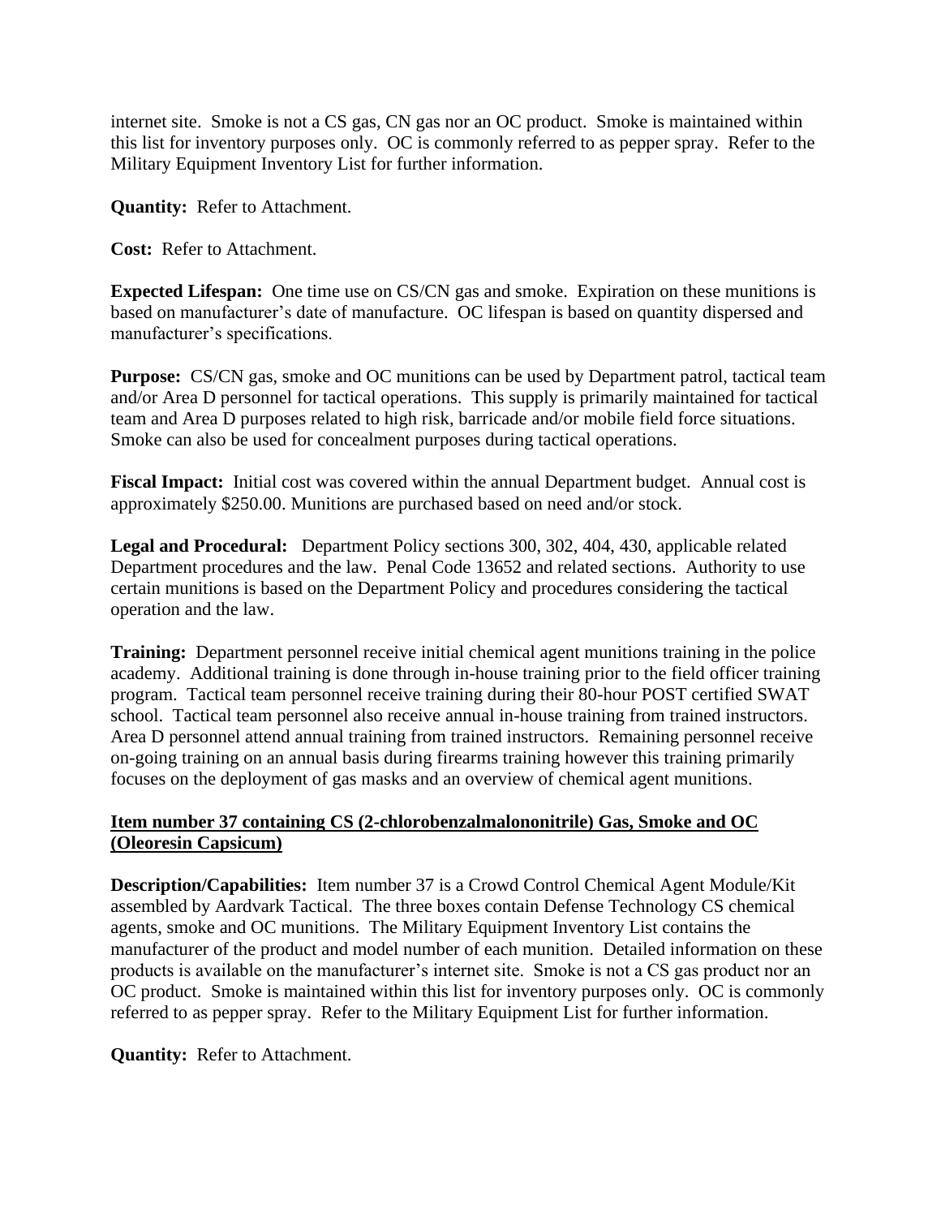internet site. Smoke is not a CS gas, CN gas nor an OC product. Smoke is maintained within this list for inventory purposes only. OC is commonly referred to as pepper spray. Refer to the Military Equipment Inventory List for further information.

**Quantity:** Refer to Attachment.

**Cost:** Refer to Attachment.

**Expected Lifespan:** One time use on CS/CN gas and smoke. Expiration on these munitions is based on manufacturer's date of manufacture. OC lifespan is based on quantity dispersed and manufacturer's specifications.

**Purpose:** CS/CN gas, smoke and OC munitions can be used by Department patrol, tactical team and/or Area D personnel for tactical operations. This supply is primarily maintained for tactical team and Area D purposes related to high risk, barricade and/or mobile field force situations. Smoke can also be used for concealment purposes during tactical operations.

**Fiscal Impact:** Initial cost was covered within the annual Department budget. Annual cost is approximately $250.00. Munitions are purchased based on need and/or stock.

**Legal and Procedural:** Department Policy sections 300, 302, 404, 430, applicable related Department procedures and the law. Penal Code 13652 and related sections. Authority to use certain munitions is based on the Department Policy and procedures considering the tactical operation and the law.

**Training:** Department personnel receive initial chemical agent munitions training in the police academy. Additional training is done through in-house training prior to the field officer training program. Tactical team personnel receive training during their 80-hour POST certified SWAT school. Tactical team personnel also receive annual in-house training from trained instructors. Area D personnel attend annual training from trained instructors. Remaining personnel receive on-going training on an annual basis during firearms training however this training primarily focuses on the deployment of gas masks and an overview of chemical agent munitions.

**<u>Item number 37 containing CS (2-chlorobenzalmalononitrile) Gas, Smoke and OC (Oleoresin Capsicum)</u>**

**Description/Capabilities:** Item number 37 is a Crowd Control Chemical Agent Module/Kit assembled by Aardvark Tactical. The three boxes contain Defense Technology CS chemical agents, smoke and OC munitions. The Military Equipment Inventory List contains the manufacturer of the product and model number of each munition. Detailed information on these products is available on the manufacturer's internet site. Smoke is not a CS gas product nor an OC product. Smoke is maintained within this list for inventory purposes only. OC is commonly referred to as pepper spray. Refer to the Military Equipment List for further information.

**Quantity:** Refer to Attachment.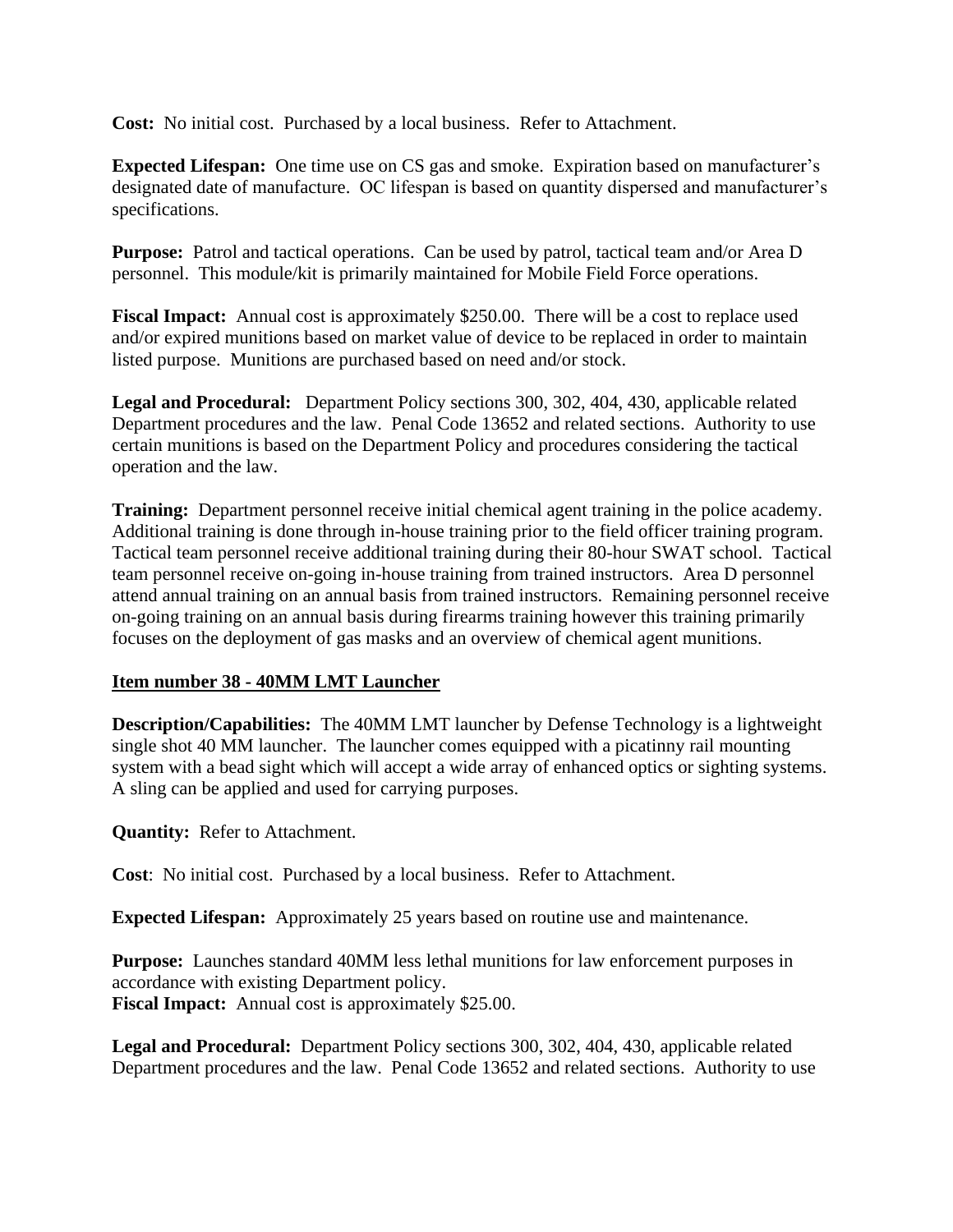**Cost:** No initial cost. Purchased by a local business. Refer to Attachment.

**Expected Lifespan:** One time use on CS gas and smoke. Expiration based on manufacturer's designated date of manufacture. OC lifespan is based on quantity dispersed and manufacturer's specifications.

**Purpose:** Patrol and tactical operations. Can be used by patrol, tactical team and/or Area D personnel. This module/kit is primarily maintained for Mobile Field Force operations.

**Fiscal Impact:** Annual cost is approximately $250.00. There will be a cost to replace used and/or expired munitions based on market value of device to be replaced in order to maintain listed purpose. Munitions are purchased based on need and/or stock.

**Legal and Procedural:** Department Policy sections 300, 302, 404, 430, applicable related Department procedures and the law. Penal Code 13652 and related sections. Authority to use certain munitions is based on the Department Policy and procedures considering the tactical operation and the law.

**Training:** Department personnel receive initial chemical agent training in the police academy. Additional training is done through in-house training prior to the field officer training program. Tactical team personnel receive additional training during their 80-hour SWAT school. Tactical team personnel receive on-going in-house training from trained instructors. Area D personnel attend annual training on an annual basis from trained instructors. Remaining personnel receive on-going training on an annual basis during firearms training however this training primarily focuses on the deployment of gas masks and an overview of chemical agent munitions.

**Item number 38 - 40MM LMT Launcher**

**Description/Capabilities:** The 40MM LMT launcher by Defense Technology is a lightweight single shot 40 MM launcher. The launcher comes equipped with a picatinny rail mounting system with a bead sight which will accept a wide array of enhanced optics or sighting systems. A sling can be applied and used for carrying purposes.

**Quantity:** Refer to Attachment.

**Cost**: No initial cost. Purchased by a local business. Refer to Attachment.

**Expected Lifespan:** Approximately 25 years based on routine use and maintenance.

**Purpose:** Launches standard 40MM less lethal munitions for law enforcement purposes in accordance with existing Department policy.

**Fiscal Impact:** Annual cost is approximately $25.00.

**Legal and Procedural:** Department Policy sections 300, 302, 404, 430, applicable related Department procedures and the law. Penal Code 13652 and related sections. Authority to use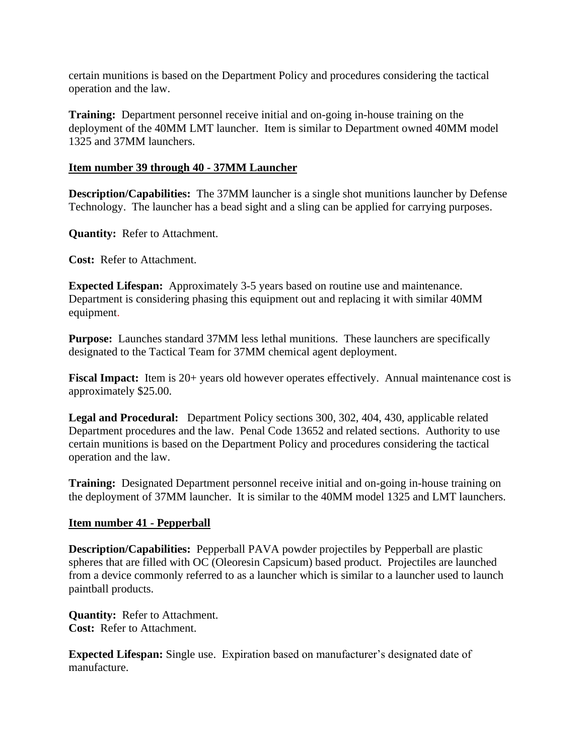certain munitions is based on the Department Policy and procedures considering the tactical operation and the law.

**Training:** Department personnel receive initial and on-going in-house training on the deployment of the 40MM LMT launcher. Item is similar to Department owned 40MM model 1325 and 37MM launchers.

**Item number 39 through 40 - 37MM Launcher**

**Description/Capabilities:** The 37MM launcher is a single shot munitions launcher by Defense Technology. The launcher has a bead sight and a sling can be applied for carrying purposes.

**Quantity:** Refer to Attachment.

**Cost:** Refer to Attachment.

**Expected Lifespan:** Approximately 3-5 years based on routine use and maintenance. Department is considering phasing this equipment out and replacing it with similar 40MM equipment.

**Purpose:** Launches standard 37MM less lethal munitions. These launchers are specifically designated to the Tactical Team for 37MM chemical agent deployment.

**Fiscal Impact:** Item is 20+ years old however operates effectively. Annual maintenance cost is approximately $25.00.

**Legal and Procedural:** Department Policy sections 300, 302, 404, 430, applicable related Department procedures and the law. Penal Code 13652 and related sections. Authority to use certain munitions is based on the Department Policy and procedures considering the tactical operation and the law.

**Training:** Designated Department personnel receive initial and on-going in-house training on the deployment of 37MM launcher. It is similar to the 40MM model 1325 and LMT launchers.

**Item number 41 - Pepperball**

**Description/Capabilities:** Pepperball PAVA powder projectiles by Pepperball are plastic spheres that are filled with OC (Oleoresin Capsicum) based product. Projectiles are launched from a device commonly referred to as a launcher which is similar to a launcher used to launch paintball products.

**Quantity:** Refer to Attachment.
**Cost:** Refer to Attachment.

**Expected Lifespan:** Single use. Expiration based on manufacturer's designated date of manufacture.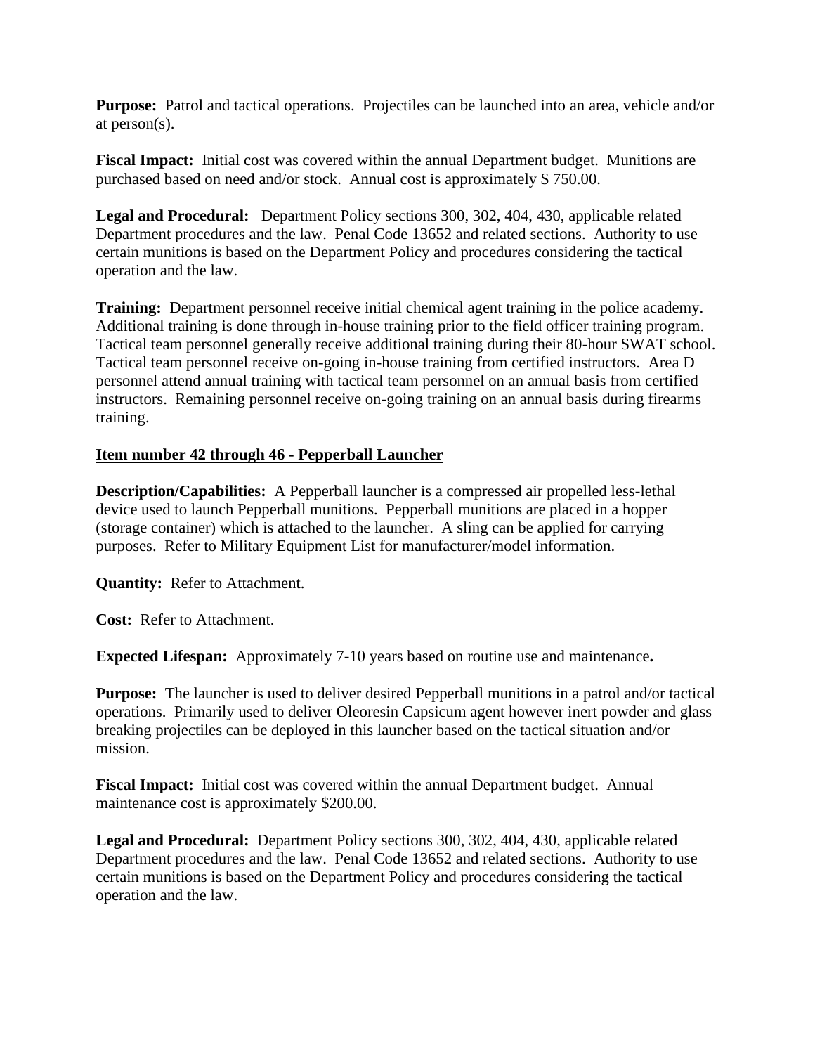**Purpose:** Patrol and tactical operations. Projectiles can be launched into an area, vehicle and/or at person(s).

**Fiscal Impact:** Initial cost was covered within the annual Department budget. Munitions are purchased based on need and/or stock. Annual cost is approximately $ 750.00.

**Legal and Procedural:** Department Policy sections 300, 302, 404, 430, applicable related Department procedures and the law. Penal Code 13652 and related sections. Authority to use certain munitions is based on the Department Policy and procedures considering the tactical operation and the law.

**Training:** Department personnel receive initial chemical agent training in the police academy. Additional training is done through in-house training prior to the field officer training program. Tactical team personnel generally receive additional training during their 80-hour SWAT school. Tactical team personnel receive on-going in-house training from certified instructors. Area D personnel attend annual training with tactical team personnel on an annual basis from certified instructors. Remaining personnel receive on-going training on an annual basis during firearms training.

**Item number 42 through 46 - Pepperball Launcher**

**Description/Capabilities:** A Pepperball launcher is a compressed air propelled less-lethal device used to launch Pepperball munitions. Pepperball munitions are placed in a hopper (storage container) which is attached to the launcher. A sling can be applied for carrying purposes. Refer to Military Equipment List for manufacturer/model information.

**Quantity:** Refer to Attachment.

**Cost:** Refer to Attachment.

**Expected Lifespan:** Approximately 7-10 years based on routine use and maintenance**.**

**Purpose:** The launcher is used to deliver desired Pepperball munitions in a patrol and/or tactical operations. Primarily used to deliver Oleoresin Capsicum agent however inert powder and glass breaking projectiles can be deployed in this launcher based on the tactical situation and/or mission.

**Fiscal Impact:** Initial cost was covered within the annual Department budget. Annual maintenance cost is approximately $200.00.

**Legal and Procedural:** Department Policy sections 300, 302, 404, 430, applicable related Department procedures and the law. Penal Code 13652 and related sections. Authority to use certain munitions is based on the Department Policy and procedures considering the tactical operation and the law.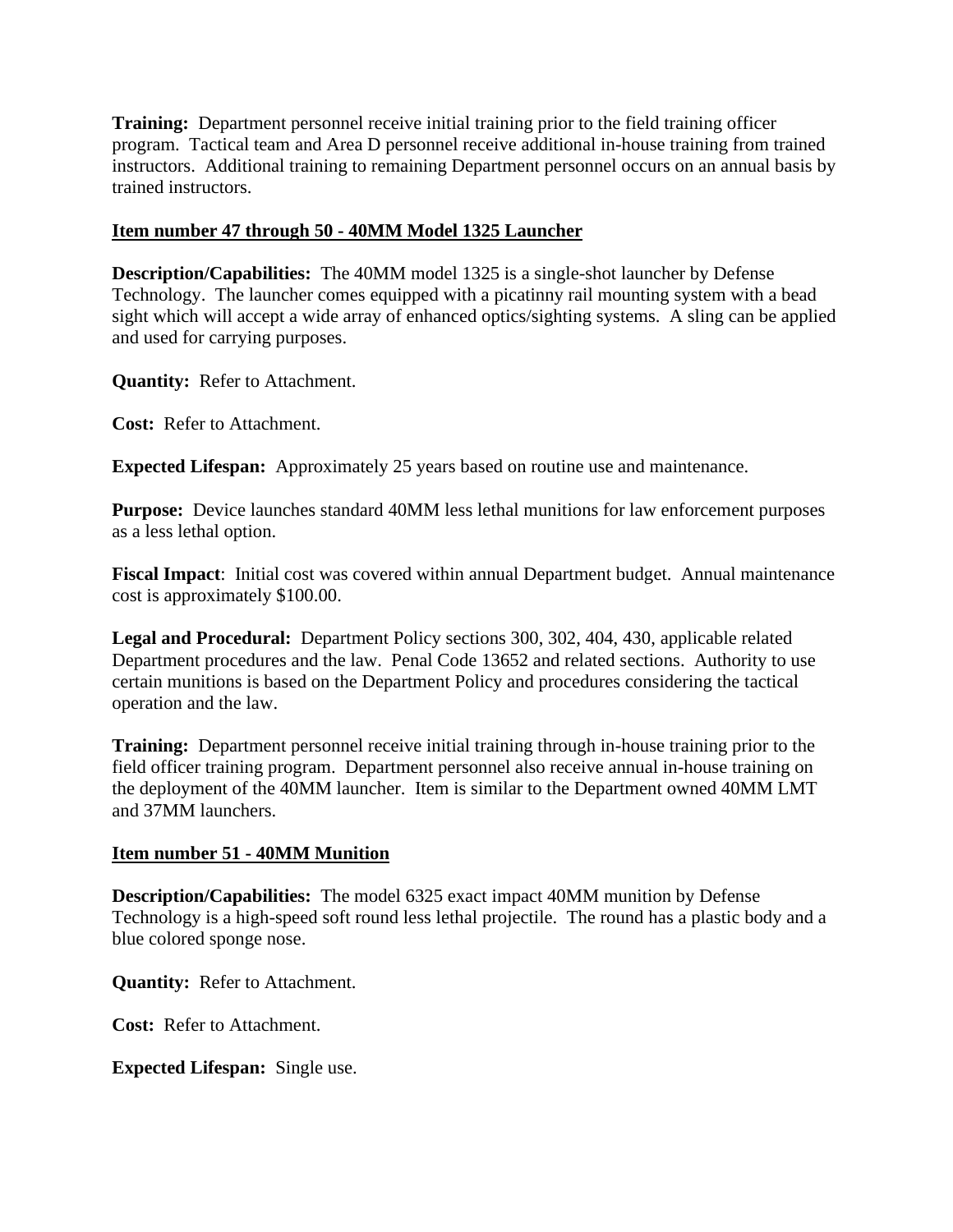**Training:** Department personnel receive initial training prior to the field training officer program. Tactical team and Area D personnel receive additional in-house training from trained instructors. Additional training to remaining Department personnel occurs on an annual basis by trained instructors.

**Item number 47 through 50 - 40MM Model 1325 Launcher**

**Description/Capabilities:** The 40MM model 1325 is a single-shot launcher by Defense Technology. The launcher comes equipped with a picatinny rail mounting system with a bead sight which will accept a wide array of enhanced optics/sighting systems. A sling can be applied and used for carrying purposes.

**Quantity:** Refer to Attachment.

**Cost:** Refer to Attachment.

**Expected Lifespan:** Approximately 25 years based on routine use and maintenance.

**Purpose:** Device launches standard 40MM less lethal munitions for law enforcement purposes as a less lethal option.

**Fiscal Impact**: Initial cost was covered within annual Department budget. Annual maintenance cost is approximately $100.00.

**Legal and Procedural:** Department Policy sections 300, 302, 404, 430, applicable related Department procedures and the law. Penal Code 13652 and related sections. Authority to use certain munitions is based on the Department Policy and procedures considering the tactical operation and the law.

**Training:** Department personnel receive initial training through in-house training prior to the field officer training program. Department personnel also receive annual in-house training on the deployment of the 40MM launcher. Item is similar to the Department owned 40MM LMT and 37MM launchers.

**Item number 51 - 40MM Munition**

**Description/Capabilities:** The model 6325 exact impact 40MM munition by Defense Technology is a high-speed soft round less lethal projectile. The round has a plastic body and a blue colored sponge nose.

**Quantity:** Refer to Attachment.

**Cost:** Refer to Attachment.

**Expected Lifespan:** Single use.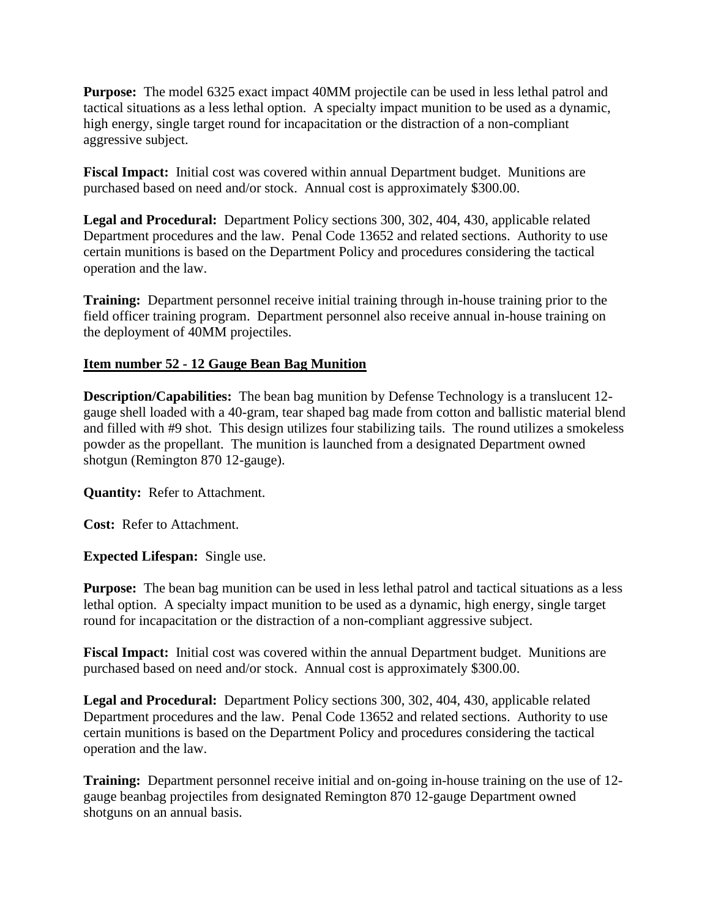**Purpose:** The model 6325 exact impact 40MM projectile can be used in less lethal patrol and tactical situations as a less lethal option. A specialty impact munition to be used as a dynamic, high energy, single target round for incapacitation or the distraction of a non-compliant aggressive subject.

**Fiscal Impact:** Initial cost was covered within annual Department budget. Munitions are purchased based on need and/or stock. Annual cost is approximately $300.00.

**Legal and Procedural:** Department Policy sections 300, 302, 404, 430, applicable related Department procedures and the law. Penal Code 13652 and related sections. Authority to use certain munitions is based on the Department Policy and procedures considering the tactical operation and the law.

**Training:** Department personnel receive initial training through in-house training prior to the field officer training program. Department personnel also receive annual in-house training on the deployment of 40MM projectiles.

**Item number 52 - 12 Gauge Bean Bag Munition**

**Description/Capabilities:** The bean bag munition by Defense Technology is a translucent 12-gauge shell loaded with a 40-gram, tear shaped bag made from cotton and ballistic material blend and filled with #9 shot. This design utilizes four stabilizing tails. The round utilizes a smokeless powder as the propellant. The munition is launched from a designated Department owned shotgun (Remington 870 12-gauge).

**Quantity:** Refer to Attachment.

**Cost:** Refer to Attachment.

**Expected Lifespan:** Single use.

**Purpose:** The bean bag munition can be used in less lethal patrol and tactical situations as a less lethal option. A specialty impact munition to be used as a dynamic, high energy, single target round for incapacitation or the distraction of a non-compliant aggressive subject.

**Fiscal Impact:** Initial cost was covered within the annual Department budget. Munitions are purchased based on need and/or stock. Annual cost is approximately $300.00.

**Legal and Procedural:** Department Policy sections 300, 302, 404, 430, applicable related Department procedures and the law. Penal Code 13652 and related sections. Authority to use certain munitions is based on the Department Policy and procedures considering the tactical operation and the law.

**Training:** Department personnel receive initial and on-going in-house training on the use of 12-gauge beanbag projectiles from designated Remington 870 12-gauge Department owned shotguns on an annual basis.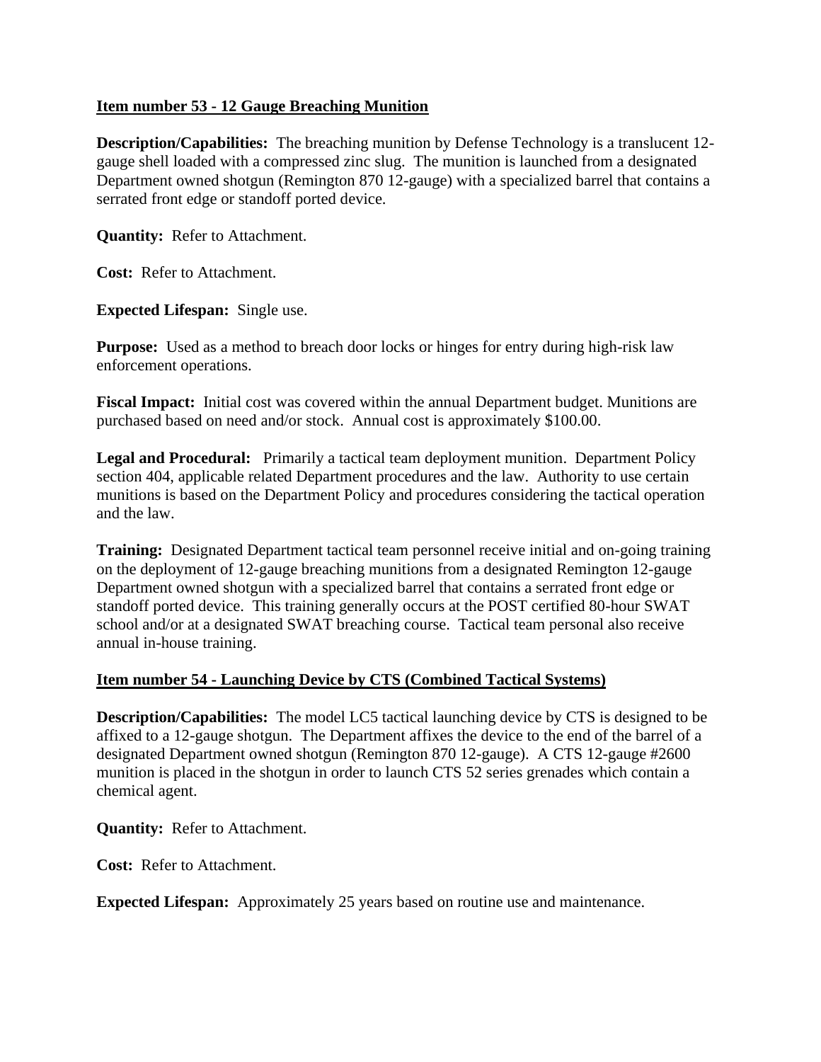**Item number 53 - 12 Gauge Breaching Munition**

**Description/Capabilities:** The breaching munition by Defense Technology is a translucent 12-gauge shell loaded with a compressed zinc slug. The munition is launched from a designated Department owned shotgun (Remington 870 12-gauge) with a specialized barrel that contains a serrated front edge or standoff ported device.

**Quantity:** Refer to Attachment.

**Cost:** Refer to Attachment.

**Expected Lifespan:** Single use.

**Purpose:** Used as a method to breach door locks or hinges for entry during high-risk law enforcement operations.

**Fiscal Impact:** Initial cost was covered within the annual Department budget. Munitions are purchased based on need and/or stock. Annual cost is approximately $100.00.

**Legal and Procedural:** Primarily a tactical team deployment munition. Department Policy section 404, applicable related Department procedures and the law. Authority to use certain munitions is based on the Department Policy and procedures considering the tactical operation and the law.

**Training:** Designated Department tactical team personnel receive initial and on-going training on the deployment of 12-gauge breaching munitions from a designated Remington 12-gauge Department owned shotgun with a specialized barrel that contains a serrated front edge or standoff ported device. This training generally occurs at the POST certified 80-hour SWAT school and/or at a designated SWAT breaching course. Tactical team personal also receive annual in-house training.

**Item number 54 - Launching Device by CTS (Combined Tactical Systems)**

**Description/Capabilities:** The model LC5 tactical launching device by CTS is designed to be affixed to a 12-gauge shotgun. The Department affixes the device to the end of the barrel of a designated Department owned shotgun (Remington 870 12-gauge). A CTS 12-gauge #2600 munition is placed in the shotgun in order to launch CTS 52 series grenades which contain a chemical agent.

**Quantity:** Refer to Attachment.

**Cost:** Refer to Attachment.

**Expected Lifespan:** Approximately 25 years based on routine use and maintenance.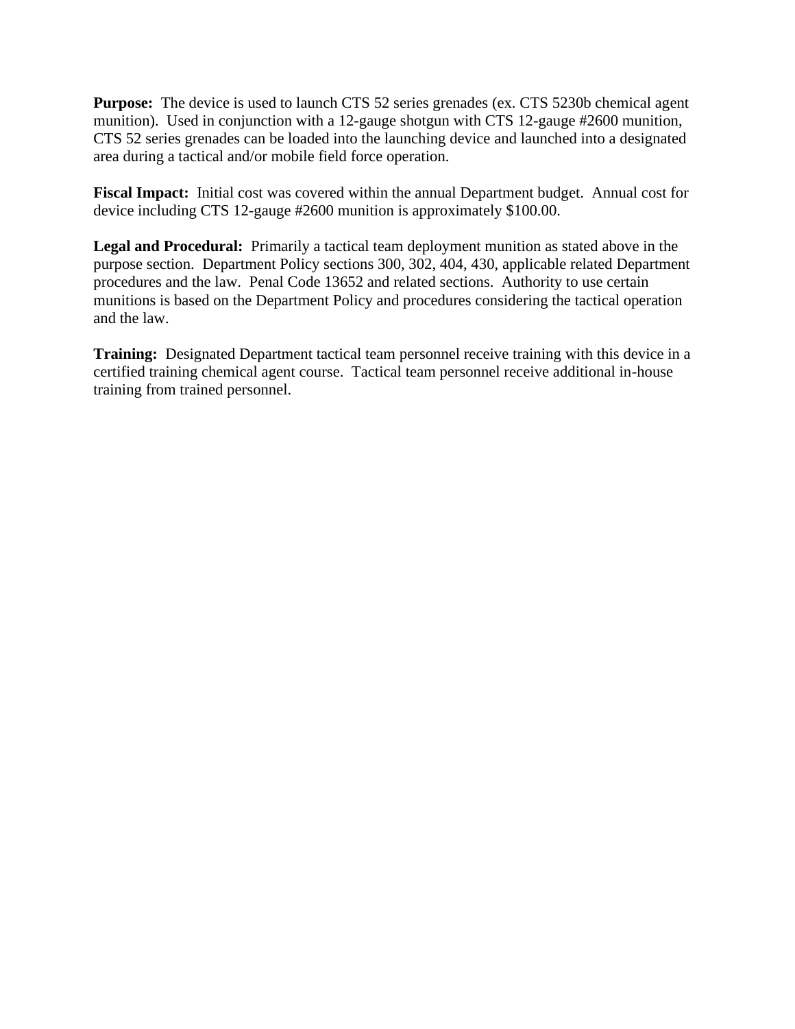**Purpose:** The device is used to launch CTS 52 series grenades (ex. CTS 5230b chemical agent munition). Used in conjunction with a 12-gauge shotgun with CTS 12-gauge #2600 munition, CTS 52 series grenades can be loaded into the launching device and launched into a designated area during a tactical and/or mobile field force operation.

**Fiscal Impact:** Initial cost was covered within the annual Department budget. Annual cost for device including CTS 12-gauge #2600 munition is approximately $100.00.

**Legal and Procedural:** Primarily a tactical team deployment munition as stated above in the purpose section. Department Policy sections 300, 302, 404, 430, applicable related Department procedures and the law. Penal Code 13652 and related sections. Authority to use certain munitions is based on the Department Policy and procedures considering the tactical operation and the law.

**Training:** Designated Department tactical team personnel receive training with this device in a certified training chemical agent course. Tactical team personnel receive additional in-house training from trained personnel.